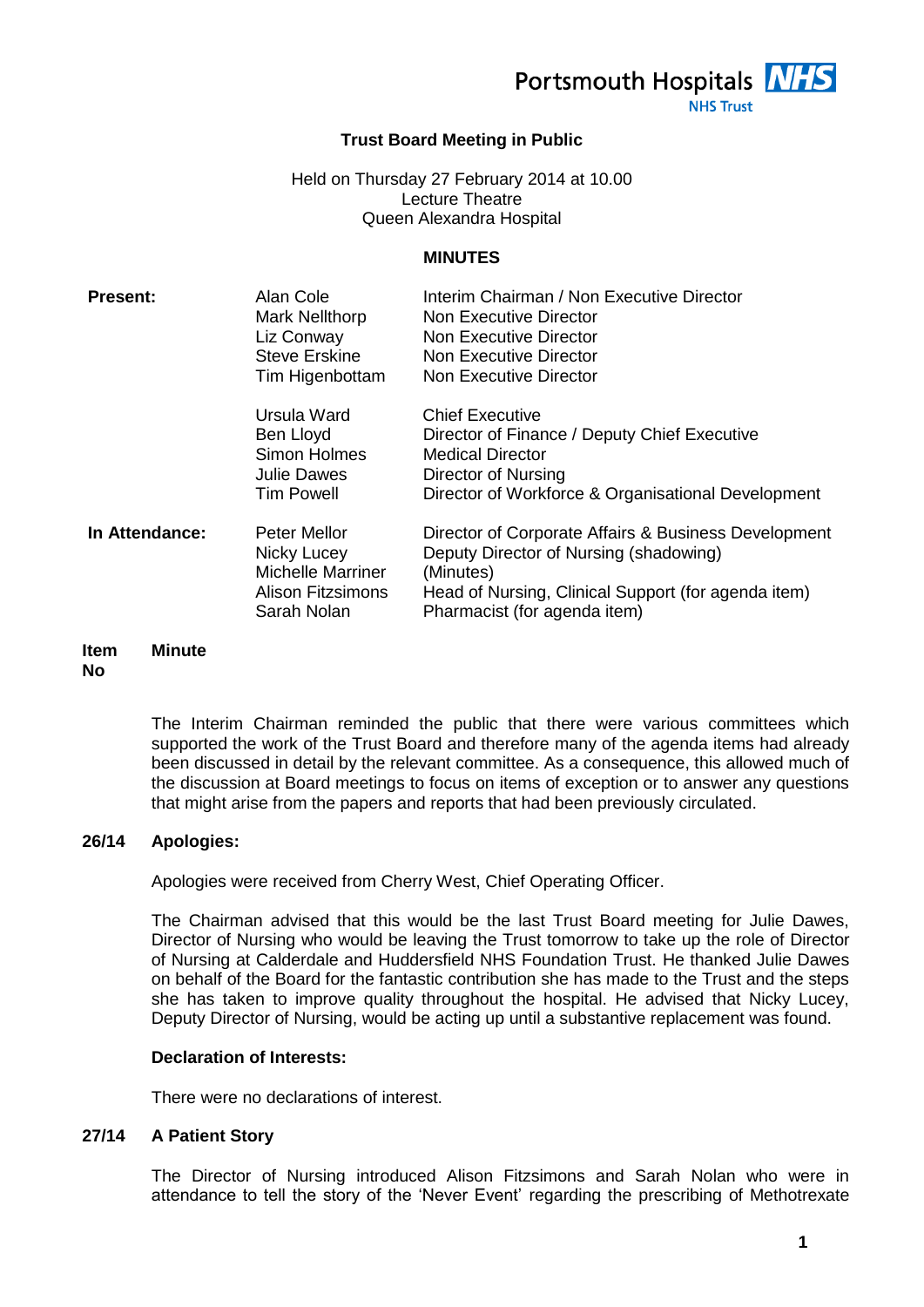Portsmouth Hospitals NHS Trust

# Trust Board Meeting in Public

Held on Thursday 27 February 2014 at 10.00
Lecture Theatre
Queen Alexandra Hospital

## MINUTES

| | | |
|---|---|---|
| **Present:** | Alan Cole | Interim Chairman / Non Executive Director |
| | Mark Nellthorp | Non Executive Director |
| | Liz Conway | Non Executive Director |
| | Steve Erskine | Non Executive Director |
| | Tim Higenbottam | Non Executive Director |
| | Ursula Ward | Chief Executive |
| | Ben Lloyd | Director of Finance / Deputy Chief Executive |
| | Simon Holmes | Medical Director |
| | Julie Dawes | Director of Nursing |
| | Tim Powell | Director of Workforce & Organisational Development |
| **In Attendance:** | Peter Mellor | Director of Corporate Affairs & Business Development |
| | Nicky Lucey | Deputy Director of Nursing (shadowing) |
| | Michelle Marriner | (Minutes) |
| | Alison Fitzsimons | Head of Nursing, Clinical Support (for agenda item) |
| | Sarah Nolan | Pharmacist (for agenda item) |

| Item No | Minute |
|---|---|

The Interim Chairman reminded the public that there were various committees which supported the work of the Trust Board and therefore many of the agenda items had already been discussed in detail by the relevant committee. As a consequence, this allowed much of the discussion at Board meetings to focus on items of exception or to answer any questions that might arise from the papers and reports that had been previously circulated.

**26/14 Apologies:**

Apologies were received from Cherry West, Chief Operating Officer.

The Chairman advised that this would be the last Trust Board meeting for Julie Dawes, Director of Nursing who would be leaving the Trust tomorrow to take up the role of Director of Nursing at Calderdale and Huddersfield NHS Foundation Trust. He thanked Julie Dawes on behalf of the Board for the fantastic contribution she has made to the Trust and the steps she has taken to improve quality throughout the hospital. He advised that Nicky Lucey, Deputy Director of Nursing, would be acting up until a substantive replacement was found.

**Declaration of Interests:**

There were no declarations of interest.

**27/14 A Patient Story**

The Director of Nursing introduced Alison Fitzsimons and Sarah Nolan who were in attendance to tell the story of the 'Never Event' regarding the prescribing of Methotrexate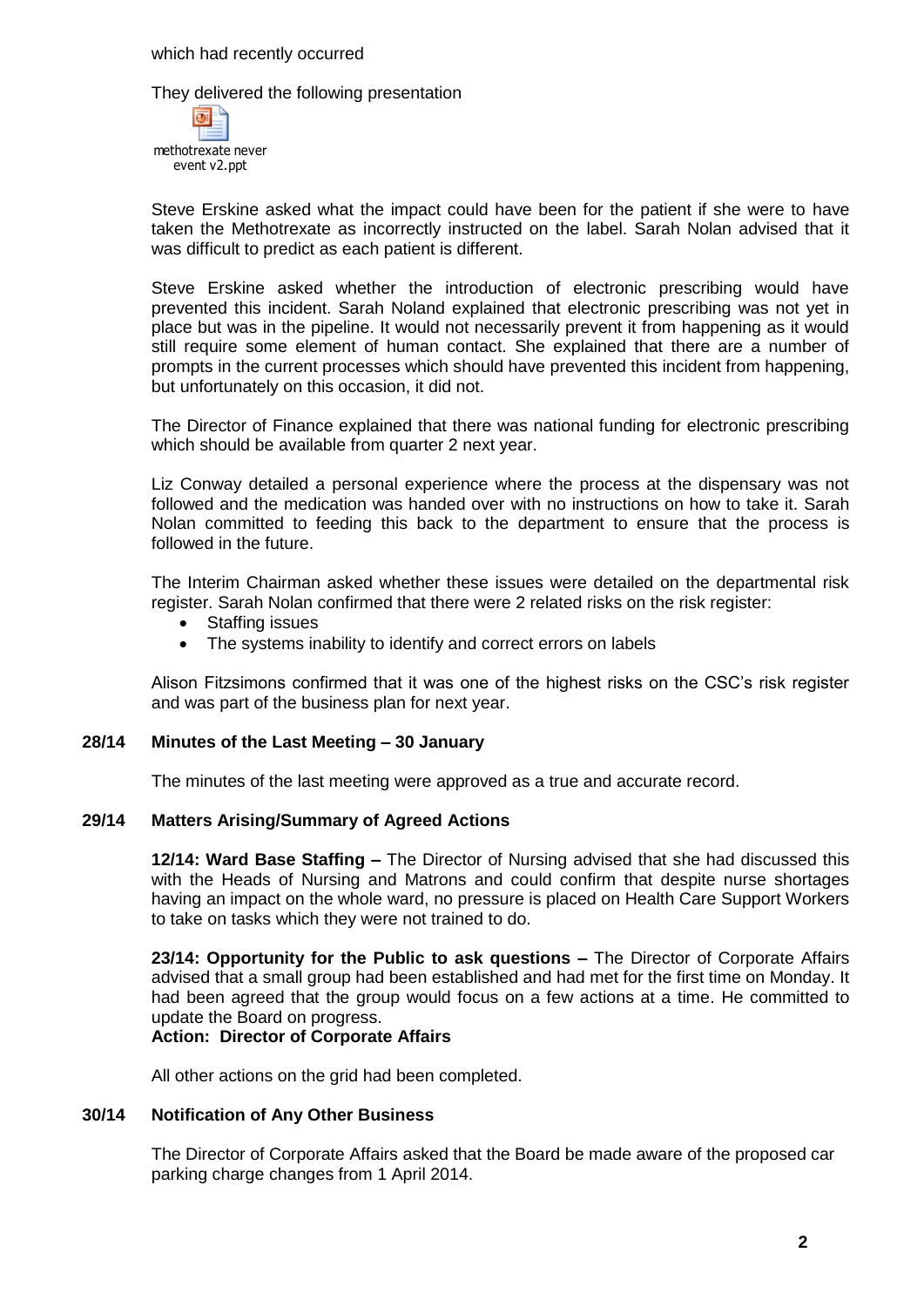which had recently occurred

They delivered the following presentation

methotrexate never event v2.ppt

Steve Erskine asked what the impact could have been for the patient if she were to have taken the Methotrexate as incorrectly instructed on the label. Sarah Nolan advised that it was difficult to predict as each patient is different.

Steve Erskine asked whether the introduction of electronic prescribing would have prevented this incident. Sarah Noland explained that electronic prescribing was not yet in place but was in the pipeline. It would not necessarily prevent it from happening as it would still require some element of human contact. She explained that there are a number of prompts in the current processes which should have prevented this incident from happening, but unfortunately on this occasion, it did not.

The Director of Finance explained that there was national funding for electronic prescribing which should be available from quarter 2 next year.

Liz Conway detailed a personal experience where the process at the dispensary was not followed and the medication was handed over with no instructions on how to take it. Sarah Nolan committed to feeding this back to the department to ensure that the process is followed in the future.

The Interim Chairman asked whether these issues were detailed on the departmental risk register. Sarah Nolan confirmed that there were 2 related risks on the risk register:

- Staffing issues
- The systems inability to identify and correct errors on labels

Alison Fitzsimons confirmed that it was one of the highest risks on the CSC's risk register and was part of the business plan for next year.

## 28/14 Minutes of the Last Meeting – 30 January

The minutes of the last meeting were approved as a true and accurate record.

## 29/14 Matters Arising/Summary of Agreed Actions

**12/14: Ward Base Staffing –** The Director of Nursing advised that she had discussed this with the Heads of Nursing and Matrons and could confirm that despite nurse shortages having an impact on the whole ward, no pressure is placed on Health Care Support Workers to take on tasks which they were not trained to do.

**23/14: Opportunity for the Public to ask questions –** The Director of Corporate Affairs advised that a small group had been established and had met for the first time on Monday. It had been agreed that the group would focus on a few actions at a time. He committed to update the Board on progress.
**Action: Director of Corporate Affairs**

All other actions on the grid had been completed.

## 30/14 Notification of Any Other Business

The Director of Corporate Affairs asked that the Board be made aware of the proposed car parking charge changes from 1 April 2014.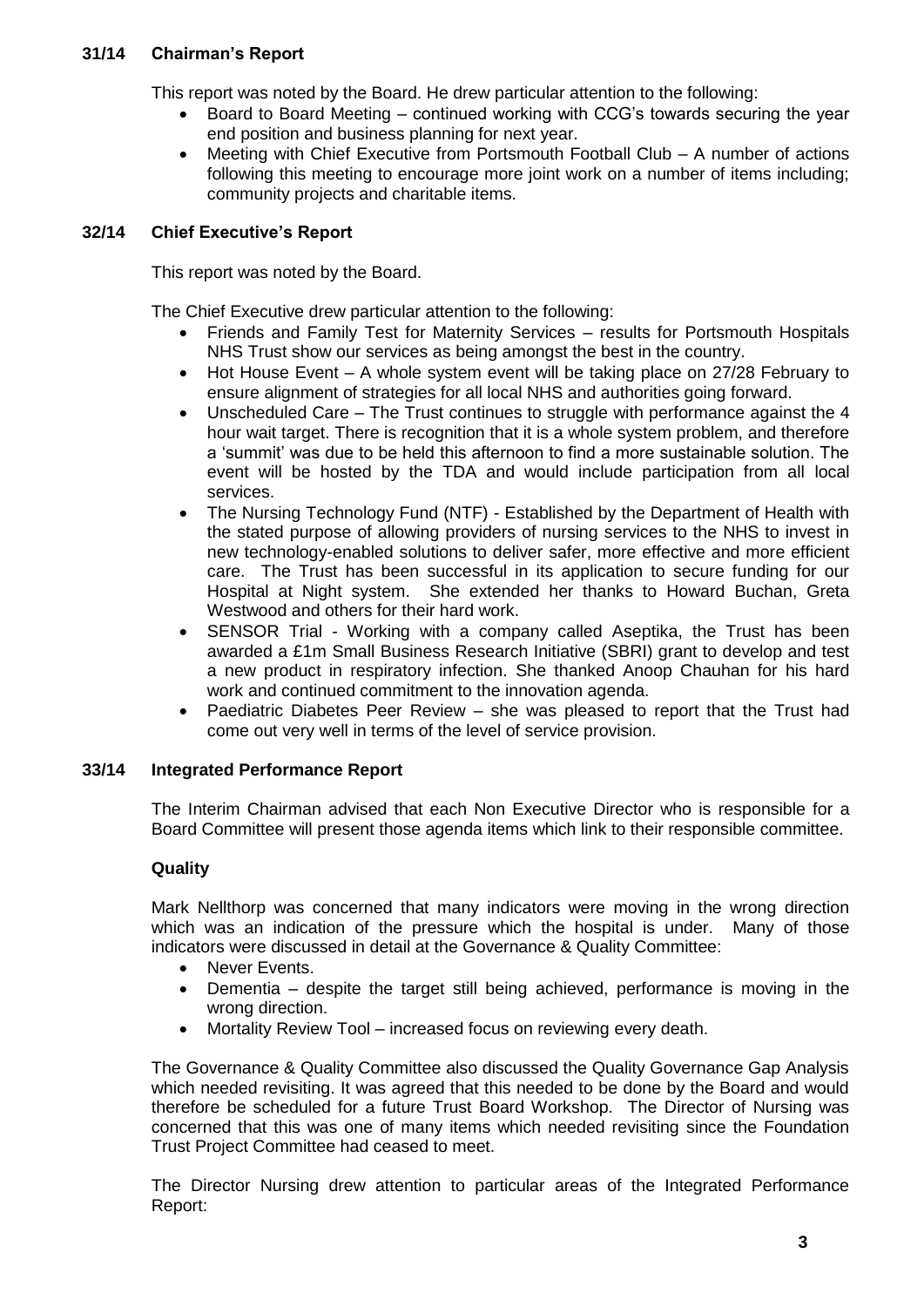### 31/14 Chairman's Report

This report was noted by the Board. He drew particular attention to the following:

- Board to Board Meeting – continued working with CCG's towards securing the year end position and business planning for next year.
- Meeting with Chief Executive from Portsmouth Football Club – A number of actions following this meeting to encourage more joint work on a number of items including; community projects and charitable items.

### 32/14 Chief Executive's Report

This report was noted by the Board.

The Chief Executive drew particular attention to the following:

- Friends and Family Test for Maternity Services – results for Portsmouth Hospitals NHS Trust show our services as being amongst the best in the country.
- Hot House Event – A whole system event will be taking place on 27/28 February to ensure alignment of strategies for all local NHS and authorities going forward.
- Unscheduled Care – The Trust continues to struggle with performance against the 4 hour wait target. There is recognition that it is a whole system problem, and therefore a 'summit' was due to be held this afternoon to find a more sustainable solution. The event will be hosted by the TDA and would include participation from all local services.
- The Nursing Technology Fund (NTF) - Established by the Department of Health with the stated purpose of allowing providers of nursing services to the NHS to invest in new technology-enabled solutions to deliver safer, more effective and more efficient care. The Trust has been successful in its application to secure funding for our Hospital at Night system. She extended her thanks to Howard Buchan, Greta Westwood and others for their hard work.
- SENSOR Trial - Working with a company called Aseptika, the Trust has been awarded a £1m Small Business Research Initiative (SBRI) grant to develop and test a new product in respiratory infection. She thanked Anoop Chauhan for his hard work and continued commitment to the innovation agenda.
- Paediatric Diabetes Peer Review – she was pleased to report that the Trust had come out very well in terms of the level of service provision.

### 33/14 Integrated Performance Report

The Interim Chairman advised that each Non Executive Director who is responsible for a Board Committee will present those agenda items which link to their responsible committee.

#### Quality

Mark Nellthorp was concerned that many indicators were moving in the wrong direction which was an indication of the pressure which the hospital is under. Many of those indicators were discussed in detail at the Governance & Quality Committee:

- Never Events.
- Dementia – despite the target still being achieved, performance is moving in the wrong direction.
- Mortality Review Tool – increased focus on reviewing every death.

The Governance & Quality Committee also discussed the Quality Governance Gap Analysis which needed revisiting. It was agreed that this needed to be done by the Board and would therefore be scheduled for a future Trust Board Workshop. The Director of Nursing was concerned that this was one of many items which needed revisiting since the Foundation Trust Project Committee had ceased to meet.

The Director Nursing drew attention to particular areas of the Integrated Performance Report: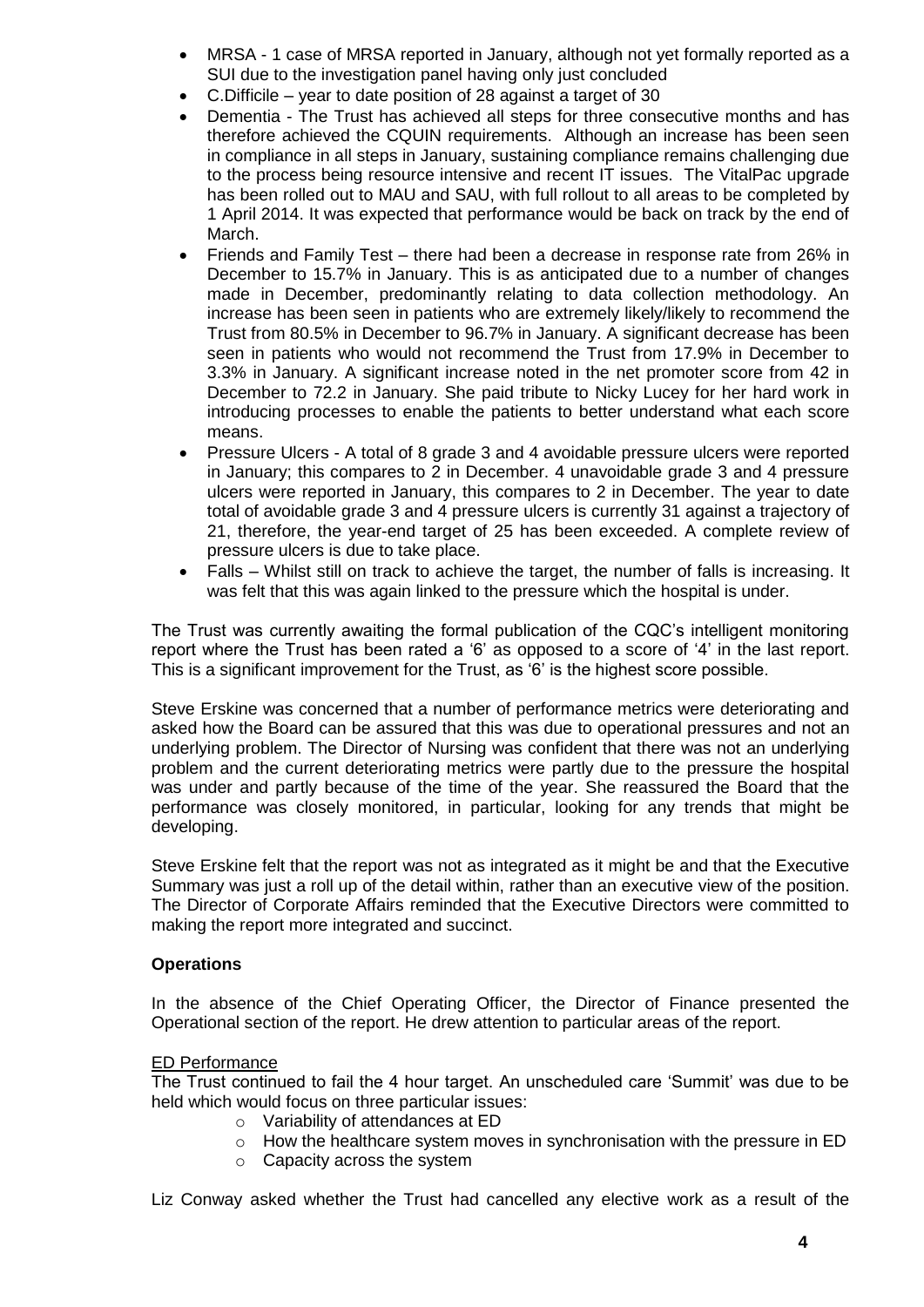- MRSA - 1 case of MRSA reported in January, although not yet formally reported as a SUI due to the investigation panel having only just concluded
- C.Difficile – year to date position of 28 against a target of 30
- Dementia - The Trust has achieved all steps for three consecutive months and has therefore achieved the CQUIN requirements. Although an increase has been seen in compliance in all steps in January, sustaining compliance remains challenging due to the process being resource intensive and recent IT issues. The VitalPac upgrade has been rolled out to MAU and SAU, with full rollout to all areas to be completed by 1 April 2014. It was expected that performance would be back on track by the end of March.
- Friends and Family Test – there had been a decrease in response rate from 26% in December to 15.7% in January. This is as anticipated due to a number of changes made in December, predominantly relating to data collection methodology. An increase has been seen in patients who are extremely likely/likely to recommend the Trust from 80.5% in December to 96.7% in January. A significant decrease has been seen in patients who would not recommend the Trust from 17.9% in December to 3.3% in January. A significant increase noted in the net promoter score from 42 in December to 72.2 in January. She paid tribute to Nicky Lucey for her hard work in introducing processes to enable the patients to better understand what each score means.
- Pressure Ulcers - A total of 8 grade 3 and 4 avoidable pressure ulcers were reported in January; this compares to 2 in December. 4 unavoidable grade 3 and 4 pressure ulcers were reported in January, this compares to 2 in December. The year to date total of avoidable grade 3 and 4 pressure ulcers is currently 31 against a trajectory of 21, therefore, the year-end target of 25 has been exceeded. A complete review of pressure ulcers is due to take place.
- Falls – Whilst still on track to achieve the target, the number of falls is increasing. It was felt that this was again linked to the pressure which the hospital is under.

The Trust was currently awaiting the formal publication of the CQC's intelligent monitoring report where the Trust has been rated a '6' as opposed to a score of '4' in the last report. This is a significant improvement for the Trust, as '6' is the highest score possible.

Steve Erskine was concerned that a number of performance metrics were deteriorating and asked how the Board can be assured that this was due to operational pressures and not an underlying problem. The Director of Nursing was confident that there was not an underlying problem and the current deteriorating metrics were partly due to the pressure the hospital was under and partly because of the time of the year. She reassured the Board that the performance was closely monitored, in particular, looking for any trends that might be developing.

Steve Erskine felt that the report was not as integrated as it might be and that the Executive Summary was just a roll up of the detail within, rather than an executive view of the position. The Director of Corporate Affairs reminded that the Executive Directors were committed to making the report more integrated and succinct.

**Operations**

In the absence of the Chief Operating Officer, the Director of Finance presented the Operational section of the report. He drew attention to particular areas of the report.

ED Performance

The Trust continued to fail the 4 hour target. An unscheduled care 'Summit' was due to be held which would focus on three particular issues:

- Variability of attendances at ED
- How the healthcare system moves in synchronisation with the pressure in ED
- Capacity across the system

Liz Conway asked whether the Trust had cancelled any elective work as a result of the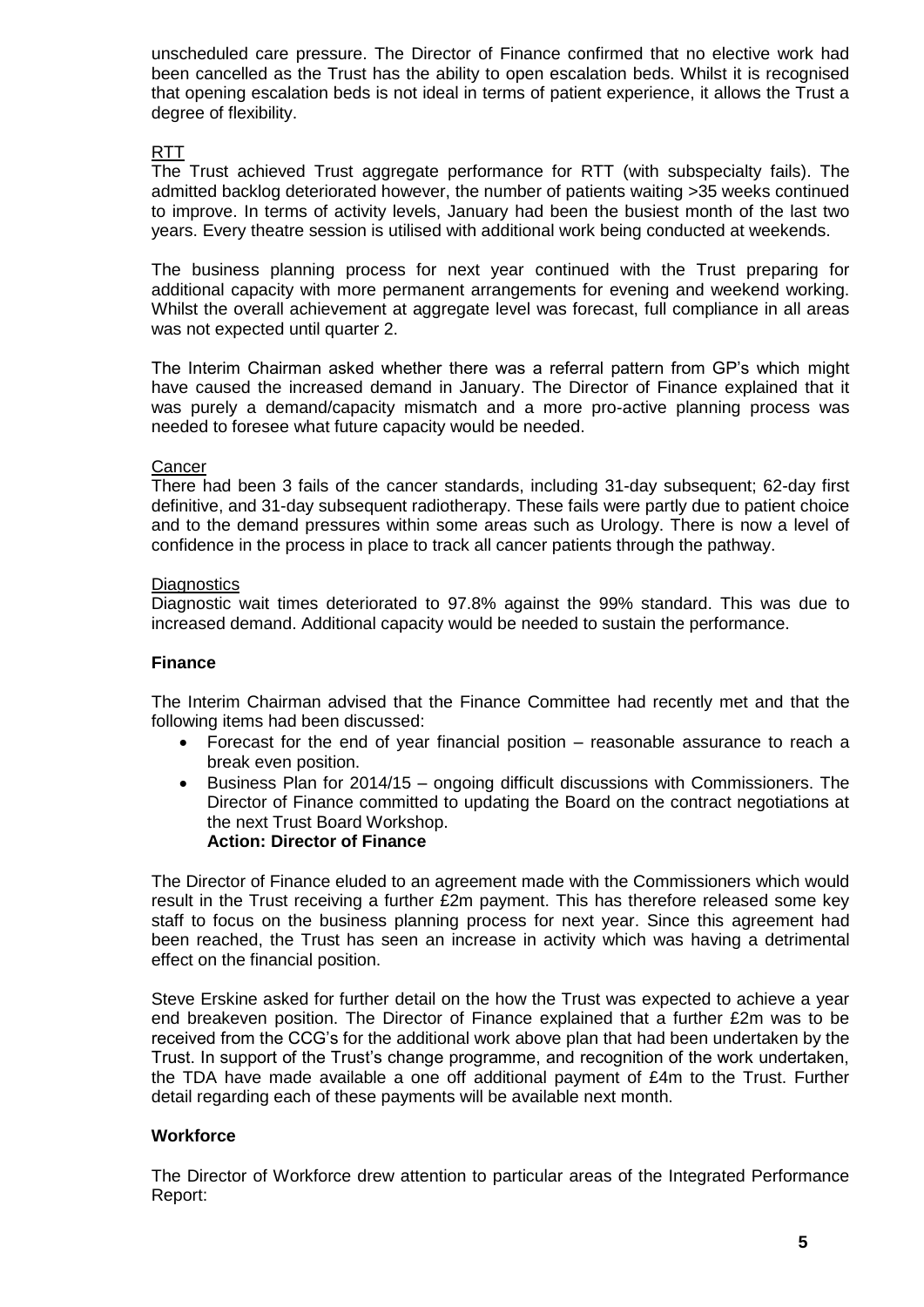unscheduled care pressure. The Director of Finance confirmed that no elective work had been cancelled as the Trust has the ability to open escalation beds. Whilst it is recognised that opening escalation beds is not ideal in terms of patient experience, it allows the Trust a degree of flexibility.

RTT

The Trust achieved Trust aggregate performance for RTT (with subspecialty fails). The admitted backlog deteriorated however, the number of patients waiting >35 weeks continued to improve. In terms of activity levels, January had been the busiest month of the last two years. Every theatre session is utilised with additional work being conducted at weekends.

The business planning process for next year continued with the Trust preparing for additional capacity with more permanent arrangements for evening and weekend working. Whilst the overall achievement at aggregate level was forecast, full compliance in all areas was not expected until quarter 2.

The Interim Chairman asked whether there was a referral pattern from GP's which might have caused the increased demand in January. The Director of Finance explained that it was purely a demand/capacity mismatch and a more pro-active planning process was needed to foresee what future capacity would be needed.

Cancer

There had been 3 fails of the cancer standards, including 31-day subsequent; 62-day first definitive, and 31-day subsequent radiotherapy. These fails were partly due to patient choice and to the demand pressures within some areas such as Urology. There is now a level of confidence in the process in place to track all cancer patients through the pathway.

Diagnostics

Diagnostic wait times deteriorated to 97.8% against the 99% standard. This was due to increased demand. Additional capacity would be needed to sustain the performance.

**Finance**

The Interim Chairman advised that the Finance Committee had recently met and that the following items had been discussed:

- Forecast for the end of year financial position – reasonable assurance to reach a break even position.
- Business Plan for 2014/15 – ongoing difficult discussions with Commissioners. The Director of Finance committed to updating the Board on the contract negotiations at the next Trust Board Workshop.
  **Action: Director of Finance**

The Director of Finance eluded to an agreement made with the Commissioners which would result in the Trust receiving a further £2m payment. This has therefore released some key staff to focus on the business planning process for next year. Since this agreement had been reached, the Trust has seen an increase in activity which was having a detrimental effect on the financial position.

Steve Erskine asked for further detail on the how the Trust was expected to achieve a year end breakeven position. The Director of Finance explained that a further £2m was to be received from the CCG's for the additional work above plan that had been undertaken by the Trust. In support of the Trust's change programme, and recognition of the work undertaken, the TDA have made available a one off additional payment of £4m to the Trust. Further detail regarding each of these payments will be available next month.

**Workforce**

The Director of Workforce drew attention to particular areas of the Integrated Performance Report: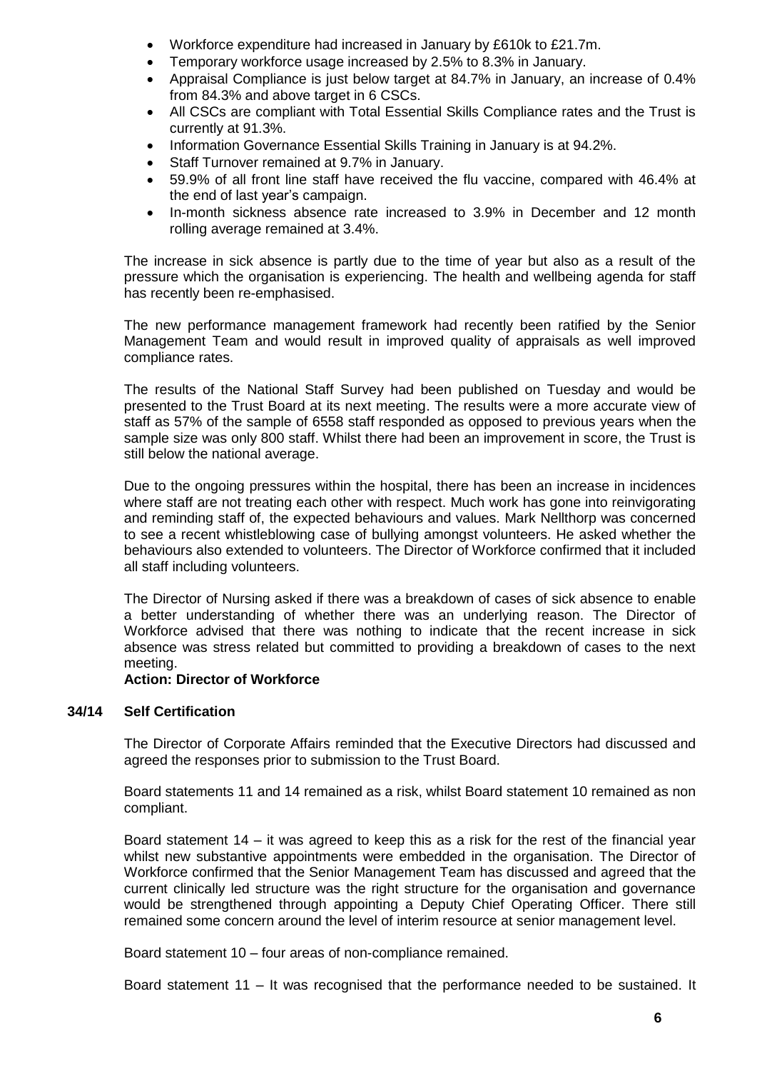- Workforce expenditure had increased in January by £610k to £21.7m.
- Temporary workforce usage increased by 2.5% to 8.3% in January.
- Appraisal Compliance is just below target at 84.7% in January, an increase of 0.4% from 84.3% and above target in 6 CSCs.
- All CSCs are compliant with Total Essential Skills Compliance rates and the Trust is currently at 91.3%.
- Information Governance Essential Skills Training in January is at 94.2%.
- Staff Turnover remained at 9.7% in January.
- 59.9% of all front line staff have received the flu vaccine, compared with 46.4% at the end of last year's campaign.
- In-month sickness absence rate increased to 3.9% in December and 12 month rolling average remained at 3.4%.

The increase in sick absence is partly due to the time of year but also as a result of the pressure which the organisation is experiencing. The health and wellbeing agenda for staff has recently been re-emphasised.

The new performance management framework had recently been ratified by the Senior Management Team and would result in improved quality of appraisals as well improved compliance rates.

The results of the National Staff Survey had been published on Tuesday and would be presented to the Trust Board at its next meeting. The results were a more accurate view of staff as 57% of the sample of 6558 staff responded as opposed to previous years when the sample size was only 800 staff. Whilst there had been an improvement in score, the Trust is still below the national average.

Due to the ongoing pressures within the hospital, there has been an increase in incidences where staff are not treating each other with respect. Much work has gone into reinvigorating and reminding staff of, the expected behaviours and values. Mark Nellthorp was concerned to see a recent whistleblowing case of bullying amongst volunteers. He asked whether the behaviours also extended to volunteers. The Director of Workforce confirmed that it included all staff including volunteers.

The Director of Nursing asked if there was a breakdown of cases of sick absence to enable a better understanding of whether there was an underlying reason. The Director of Workforce advised that there was nothing to indicate that the recent increase in sick absence was stress related but committed to providing a breakdown of cases to the next meeting.

**Action: Director of Workforce**

**34/14 Self Certification**

The Director of Corporate Affairs reminded that the Executive Directors had discussed and agreed the responses prior to submission to the Trust Board.

Board statements 11 and 14 remained as a risk, whilst Board statement 10 remained as non compliant.

Board statement 14 – it was agreed to keep this as a risk for the rest of the financial year whilst new substantive appointments were embedded in the organisation. The Director of Workforce confirmed that the Senior Management Team has discussed and agreed that the current clinically led structure was the right structure for the organisation and governance would be strengthened through appointing a Deputy Chief Operating Officer. There still remained some concern around the level of interim resource at senior management level.

Board statement 10 – four areas of non-compliance remained.

Board statement 11 – It was recognised that the performance needed to be sustained. It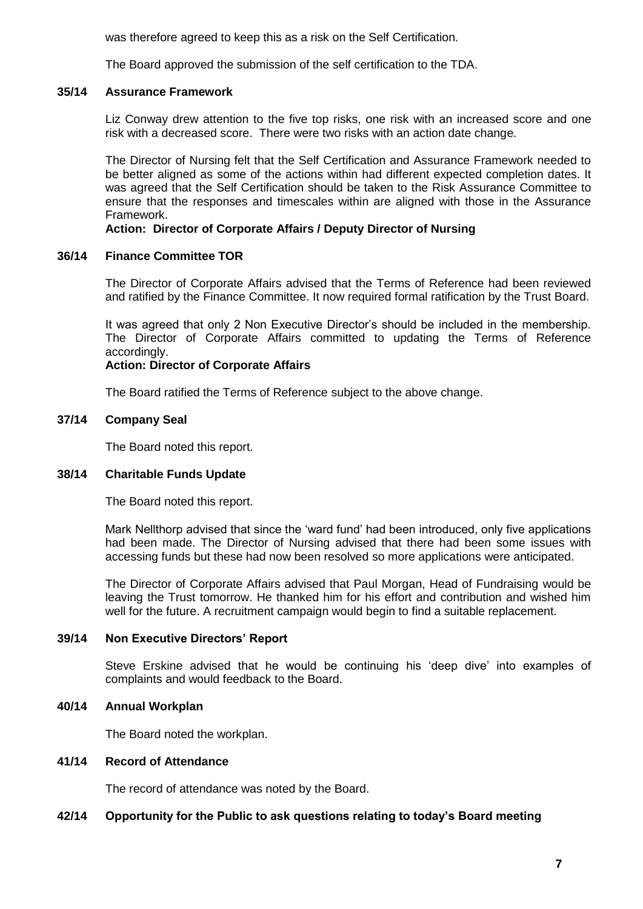was therefore agreed to keep this as a risk on the Self Certification.

The Board approved the submission of the self certification to the TDA.

**35/14 Assurance Framework**

Liz Conway drew attention to the five top risks, one risk with an increased score and one risk with a decreased score. There were two risks with an action date change.

The Director of Nursing felt that the Self Certification and Assurance Framework needed to be better aligned as some of the actions within had different expected completion dates. It was agreed that the Self Certification should be taken to the Risk Assurance Committee to ensure that the responses and timescales within are aligned with those in the Assurance Framework.

**Action: Director of Corporate Affairs / Deputy Director of Nursing**

**36/14 Finance Committee TOR**

The Director of Corporate Affairs advised that the Terms of Reference had been reviewed and ratified by the Finance Committee. It now required formal ratification by the Trust Board.

It was agreed that only 2 Non Executive Director's should be included in the membership. The Director of Corporate Affairs committed to updating the Terms of Reference accordingly.

**Action: Director of Corporate Affairs**

The Board ratified the Terms of Reference subject to the above change.

**37/14 Company Seal**

The Board noted this report.

**38/14 Charitable Funds Update**

The Board noted this report.

Mark Nellthorp advised that since the 'ward fund' had been introduced, only five applications had been made. The Director of Nursing advised that there had been some issues with accessing funds but these had now been resolved so more applications were anticipated.

The Director of Corporate Affairs advised that Paul Morgan, Head of Fundraising would be leaving the Trust tomorrow. He thanked him for his effort and contribution and wished him well for the future. A recruitment campaign would begin to find a suitable replacement.

**39/14 Non Executive Directors' Report**

Steve Erskine advised that he would be continuing his 'deep dive' into examples of complaints and would feedback to the Board.

**40/14 Annual Workplan**

The Board noted the workplan.

**41/14 Record of Attendance**

The record of attendance was noted by the Board.

**42/14 Opportunity for the Public to ask questions relating to today's Board meeting**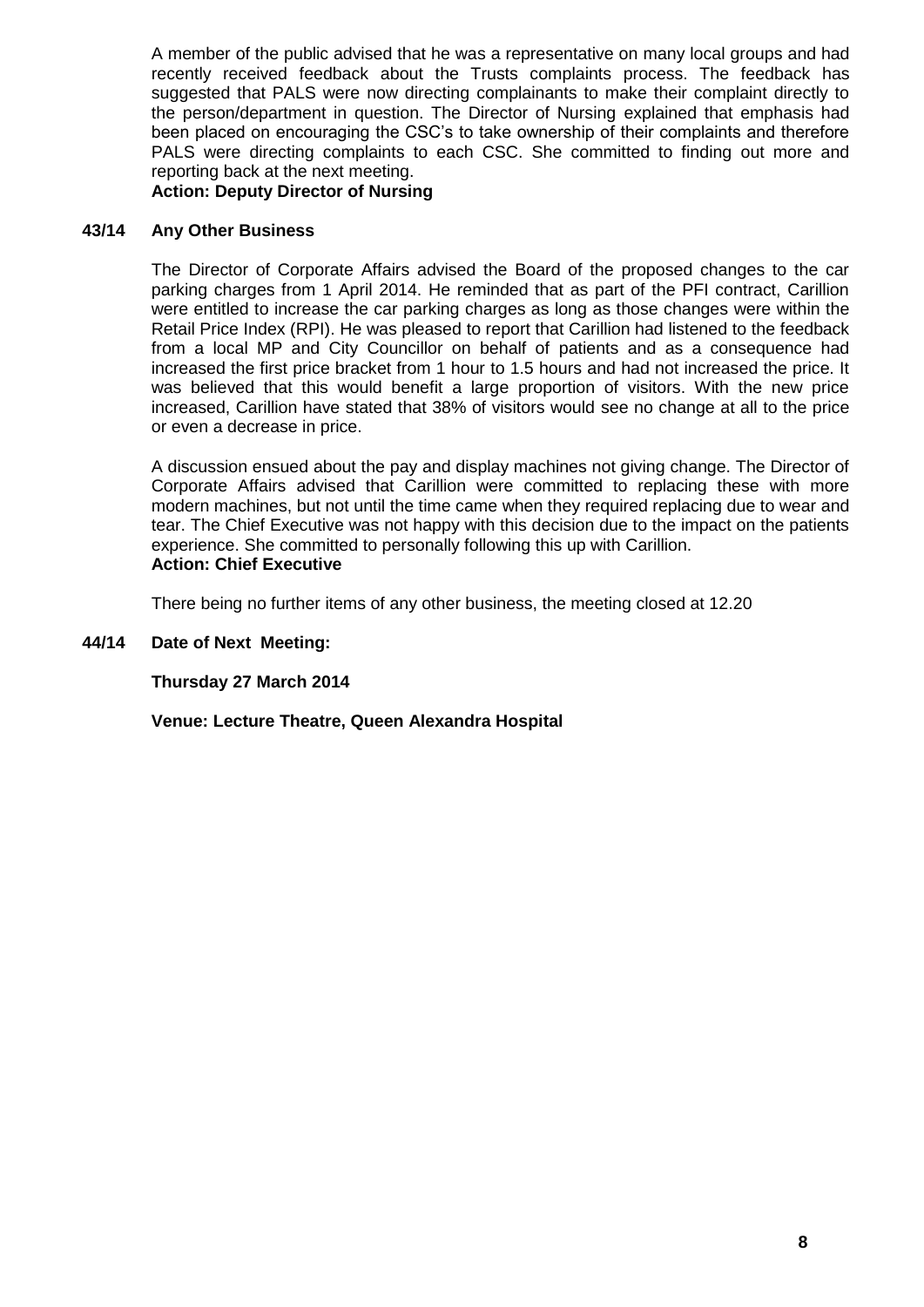A member of the public advised that he was a representative on many local groups and had recently received feedback about the Trusts complaints process. The feedback has suggested that PALS were now directing complainants to make their complaint directly to the person/department in question. The Director of Nursing explained that emphasis had been placed on encouraging the CSC's to take ownership of their complaints and therefore PALS were directing complaints to each CSC. She committed to finding out more and reporting back at the next meeting.

**Action: Deputy Director of Nursing**

**43/14 Any Other Business**

The Director of Corporate Affairs advised the Board of the proposed changes to the car parking charges from 1 April 2014. He reminded that as part of the PFI contract, Carillion were entitled to increase the car parking charges as long as those changes were within the Retail Price Index (RPI). He was pleased to report that Carillion had listened to the feedback from a local MP and City Councillor on behalf of patients and as a consequence had increased the first price bracket from 1 hour to 1.5 hours and had not increased the price. It was believed that this would benefit a large proportion of visitors. With the new price increased, Carillion have stated that 38% of visitors would see no change at all to the price or even a decrease in price.

A discussion ensued about the pay and display machines not giving change. The Director of Corporate Affairs advised that Carillion were committed to replacing these with more modern machines, but not until the time came when they required replacing due to wear and tear. The Chief Executive was not happy with this decision due to the impact on the patients experience. She committed to personally following this up with Carillion.

**Action: Chief Executive**

There being no further items of any other business, the meeting closed at 12.20

**44/14 Date of Next Meeting:**

**Thursday 27 March 2014**

**Venue: Lecture Theatre, Queen Alexandra Hospital**